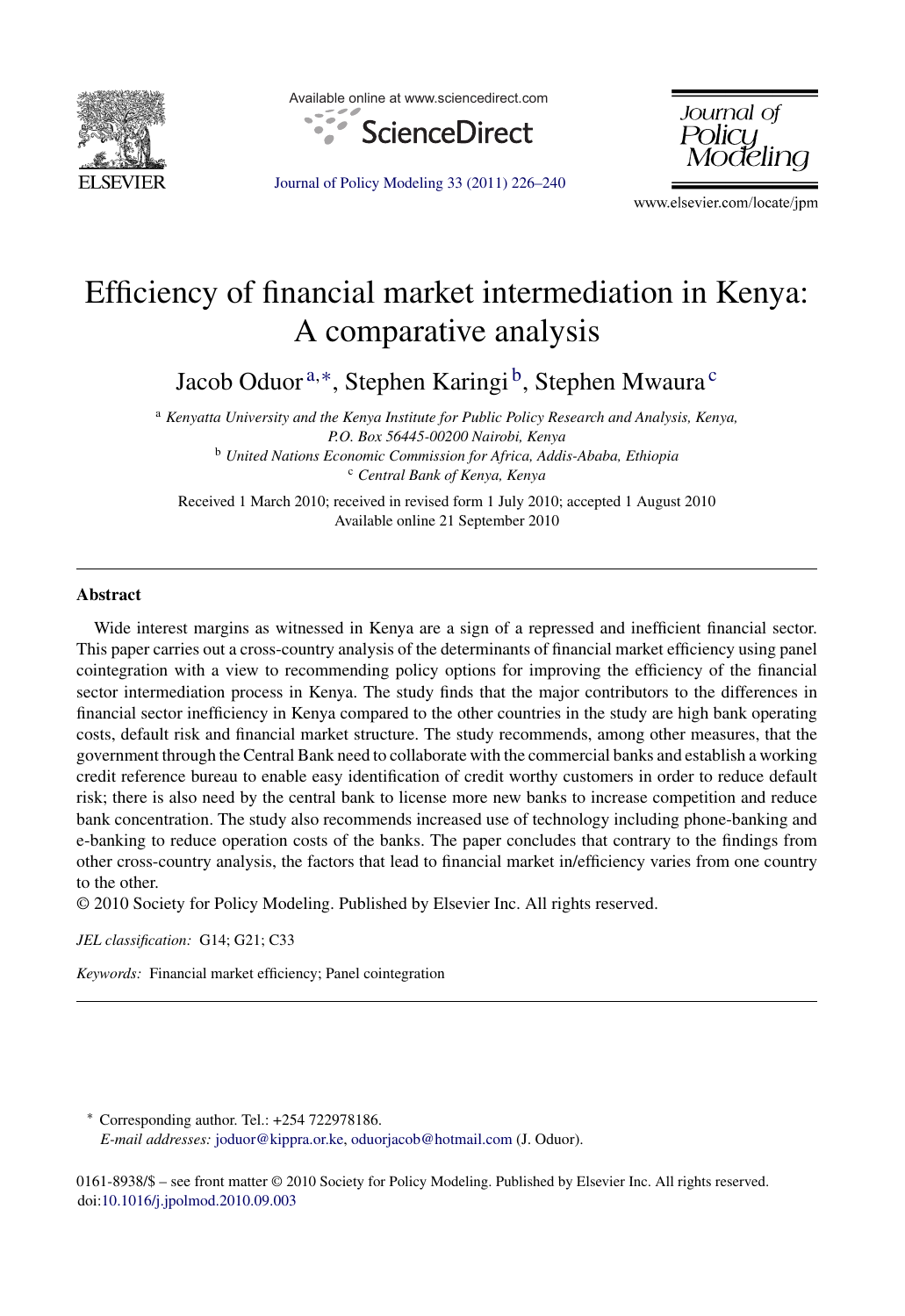# Efficiency of financial market intermediation in Kenya: A comparative analysis

Jacob Oduor [a,*], Stephen Karingi [b], Stephen Mwaura [c]

[a] *Kenyatta University and the Kenya Institute for Public Policy Research and Analysis, Kenya, P.O. Box 56445-00200 Nairobi, Kenya*
[b] *United Nations Economic Commission for Africa, Addis-Ababa, Ethiopia*
[c] *Central Bank of Kenya, Kenya*

Received 1 March 2010; received in revised form 1 July 2010; accepted 1 August 2010
Available online 21 September 2010

## Abstract

Wide interest margins as witnessed in Kenya are a sign of a repressed and inefficient financial sector. This paper carries out a cross-country analysis of the determinants of financial market efficiency using panel cointegration with a view to recommending policy options for improving the efficiency of the financial sector intermediation process in Kenya. The study finds that the major contributors to the differences in financial sector inefficiency in Kenya compared to the other countries in the study are high bank operating costs, default risk and financial market structure. The study recommends, among other measures, that the government through the Central Bank need to collaborate with the commercial banks and establish a working credit reference bureau to enable easy identification of credit worthy customers in order to reduce default risk; there is also need by the central bank to license more new banks to increase competition and reduce bank concentration. The study also recommends increased use of technology including phone-banking and e-banking to reduce operation costs of the banks. The paper concludes that contrary to the findings from other cross-country analysis, the factors that lead to financial market in/efficiency varies from one country to the other.

© 2010 Society for Policy Modeling. Published by Elsevier Inc. All rights reserved.

*JEL classification:* G14; G21; C33

*Keywords:* Financial market efficiency; Panel cointegration

---

\* Corresponding author. Tel.: +254 722978186.
*E-mail addresses:* joduor@kippra.or.ke, oduorjacob@hotmail.com (J. Oduor).

0161-8938/$ – see front matter © 2010 Society for Policy Modeling. Published by Elsevier Inc. All rights reserved.
doi:10.1016/j.jpolmod.2010.09.003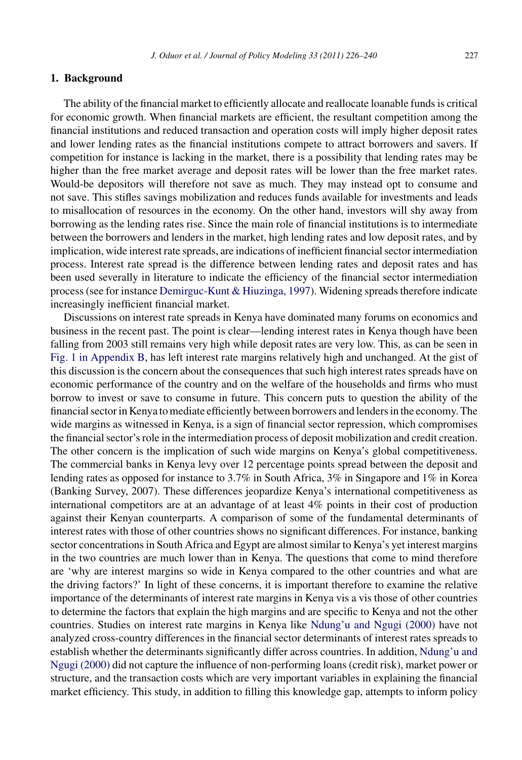## 1. Background

The ability of the financial market to efficiently allocate and reallocate loanable funds is critical for economic growth. When financial markets are efficient, the resultant competition among the financial institutions and reduced transaction and operation costs will imply higher deposit rates and lower lending rates as the financial institutions compete to attract borrowers and savers. If competition for instance is lacking in the market, there is a possibility that lending rates may be higher than the free market average and deposit rates will be lower than the free market rates. Would-be depositors will therefore not save as much. They may instead opt to consume and not save. This stifles savings mobilization and reduces funds available for investments and leads to misallocation of resources in the economy. On the other hand, investors will shy away from borrowing as the lending rates rise. Since the main role of financial institutions is to intermediate between the borrowers and lenders in the market, high lending rates and low deposit rates, and by implication, wide interest rate spreads, are indications of inefficient financial sector intermediation process. Interest rate spread is the difference between lending rates and deposit rates and has been used severally in literature to indicate the efficiency of the financial sector intermediation process (see for instance Demirguc-Kunt & Hiuzinga, 1997). Widening spreads therefore indicate increasingly inefficient financial market.

Discussions on interest rate spreads in Kenya have dominated many forums on economics and business in the recent past. The point is clear—lending interest rates in Kenya though have been falling from 2003 still remains very high while deposit rates are very low. This, as can be seen in Fig. 1 in Appendix B, has left interest rate margins relatively high and unchanged. At the gist of this discussion is the concern about the consequences that such high interest rates spreads have on economic performance of the country and on the welfare of the households and firms who must borrow to invest or save to consume in future. This concern puts to question the ability of the financial sector in Kenya to mediate efficiently between borrowers and lenders in the economy. The wide margins as witnessed in Kenya, is a sign of financial sector repression, which compromises the financial sector's role in the intermediation process of deposit mobilization and credit creation. The other concern is the implication of such wide margins on Kenya's global competitiveness. The commercial banks in Kenya levy over 12 percentage points spread between the deposit and lending rates as opposed for instance to 3.7% in South Africa, 3% in Singapore and 1% in Korea (Banking Survey, 2007). These differences jeopardize Kenya's international competitiveness as international competitors are at an advantage of at least 4% points in their cost of production against their Kenyan counterparts. A comparison of some of the fundamental determinants of interest rates with those of other countries shows no significant differences. For instance, banking sector concentrations in South Africa and Egypt are almost similar to Kenya's yet interest margins in the two countries are much lower than in Kenya. The questions that come to mind therefore are 'why are interest margins so wide in Kenya compared to the other countries and what are the driving factors?' In light of these concerns, it is important therefore to examine the relative importance of the determinants of interest rate margins in Kenya vis a vis those of other countries to determine the factors that explain the high margins and are specific to Kenya and not the other countries. Studies on interest rate margins in Kenya like Ndung'u and Ngugi (2000) have not analyzed cross-country differences in the financial sector determinants of interest rates spreads to establish whether the determinants significantly differ across countries. In addition, Ndung'u and Ngugi (2000) did not capture the influence of non-performing loans (credit risk), market power or structure, and the transaction costs which are very important variables in explaining the financial market efficiency. This study, in addition to filling this knowledge gap, attempts to inform policy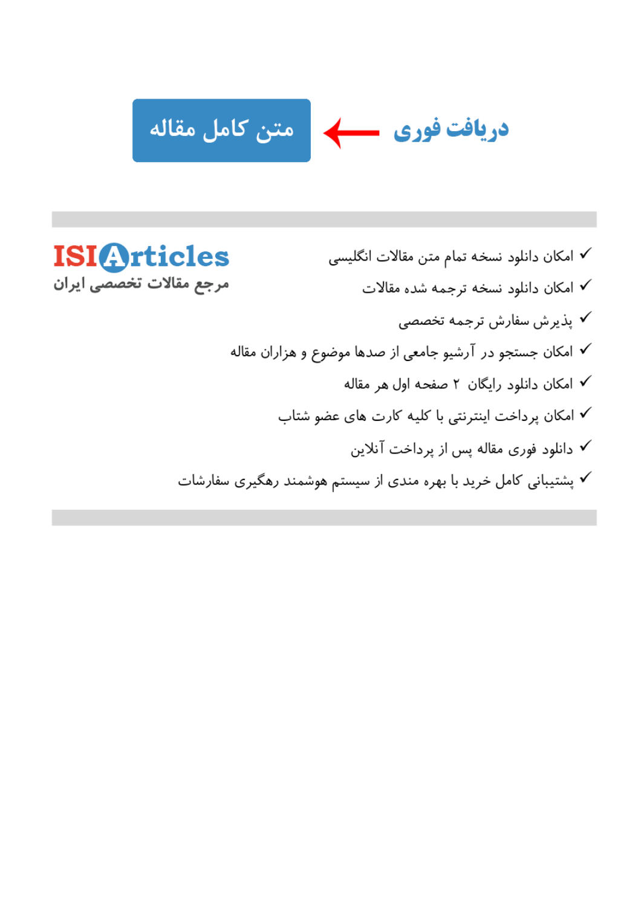دریافت فوری ← متن کامل مقاله

**ISIArticles**
مرجع مقالات تخصصی ایران

- ✓ امکان دانلود نسخه تمام متن مقالات انگلیسی
- ✓ امکان دانلود نسخه ترجمه شده مقالات
- ✓ پذیرش سفارش ترجمه تخصصی
- ✓ امکان جستجو در آرشیو جامعی از صدها موضوع و هزاران مقاله
- ✓ امکان دانلود رایگان ۲ صفحه اول هر مقاله
- ✓ امکان پرداخت اینترنتی با کلیه کارت های عضو شتاب
- ✓ دانلود فوری مقاله پس از پرداخت آنلاین
- ✓ پشتیبانی کامل خرید با بهره مندی از سیستم هوشمند رهگیری سفارشات